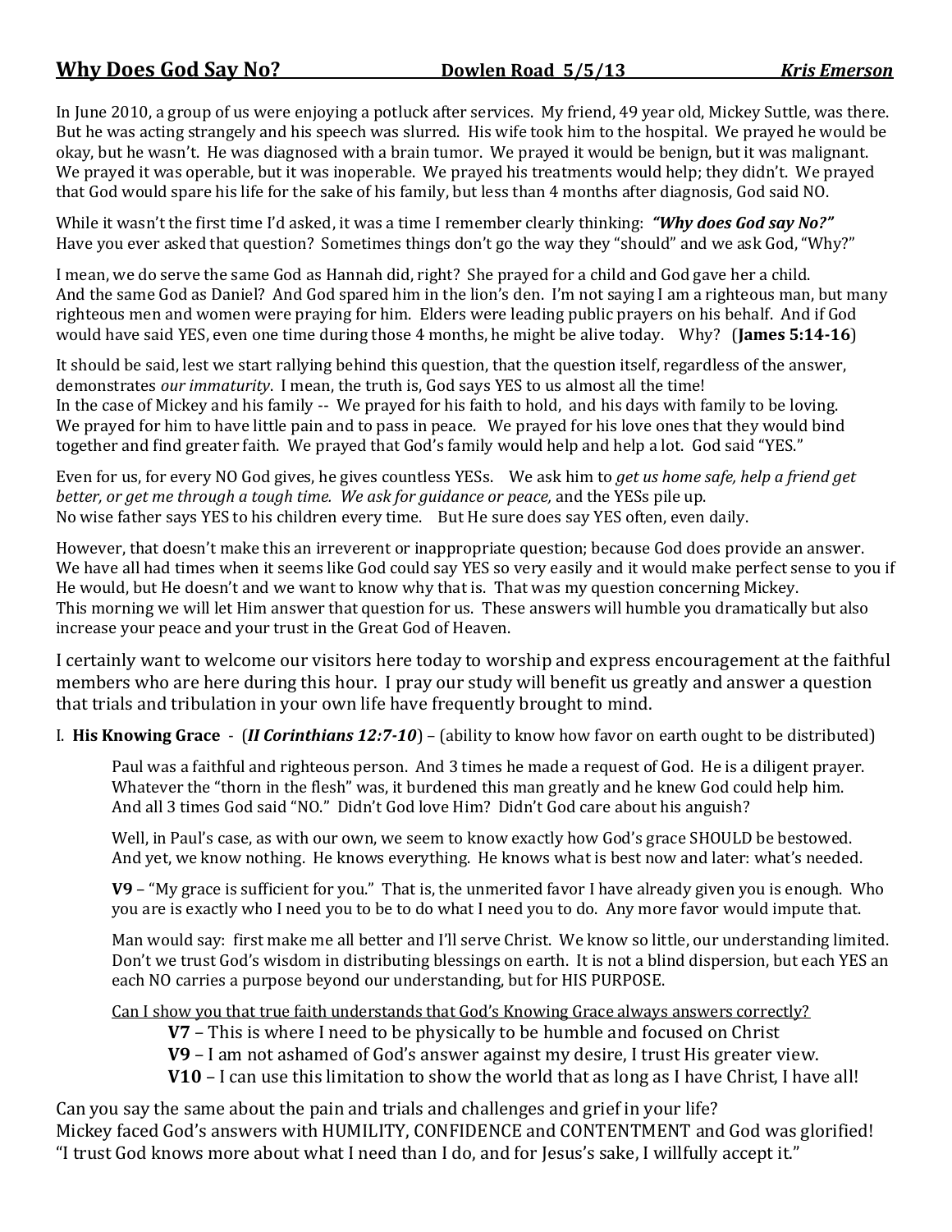# **Why Does God Say No?** Dowlen Road 5/5/13 *Kris Emerson*

In June 2010, a group of us were enjoying a potluck after services. My friend, 49 year old, Mickey Suttle, was there. But he was acting strangely and his speech was slurred. His wife took him to the hospital. We prayed he would be okay, but he wasn't. He was diagnosed with a brain tumor. We prayed it would be benign, but it was malignant. We prayed it was operable, but it was inoperable. We prayed his treatments would help; they didn't. We prayed that God would spare his life for the sake of his family, but less than 4 months after diagnosis, God said NO.

While it wasn't the first time I'd asked, it was a time I remember clearly thinking: ***"Why does God say No?"*** Have you ever asked that question? Sometimes things don't go the way they "should" and we ask God, "Why?"

I mean, we do serve the same God as Hannah did, right? She prayed for a child and God gave her a child. And the same God as Daniel? And God spared him in the lion's den. I'm not saying I am a righteous man, but many righteous men and women were praying for him. Elders were leading public prayers on his behalf. And if God would have said YES, even one time during those 4 months, he might be alive today. Why? (**James 5:14-16**)

It should be said, lest we start rallying behind this question, that the question itself, regardless of the answer, demonstrates *our immaturity*. I mean, the truth is, God says YES to us almost all the time! In the case of Mickey and his family -- We prayed for his faith to hold, and his days with family to be loving. We prayed for him to have little pain and to pass in peace. We prayed for his love ones that they would bind together and find greater faith. We prayed that God's family would help and help a lot. God said "YES."

Even for us, for every NO God gives, he gives countless YESs. We ask him to *get us home safe, help a friend get better, or get me through a tough time. We ask for guidance or peace,* and the YESs pile up. No wise father says YES to his children every time. But He sure does say YES often, even daily.

However, that doesn't make this an irreverent or inappropriate question; because God does provide an answer. We have all had times when it seems like God could say YES so very easily and it would make perfect sense to you if He would, but He doesn't and we want to know why that is. That was my question concerning Mickey. This morning we will let Him answer that question for us. These answers will humble you dramatically but also increase your peace and your trust in the Great God of Heaven.

I certainly want to welcome our visitors here today to worship and express encouragement at the faithful members who are here during this hour. I pray our study will benefit us greatly and answer a question that trials and tribulation in your own life have frequently brought to mind.

## I. **His Knowing Grace** - (***II Corinthians 12:7-10***) – (ability to know how favor on earth ought to be distributed)

Paul was a faithful and righteous person. And 3 times he made a request of God. He is a diligent prayer. Whatever the "thorn in the flesh" was, it burdened this man greatly and he knew God could help him. And all 3 times God said "NO." Didn't God love Him? Didn't God care about his anguish?

Well, in Paul's case, as with our own, we seem to know exactly how God's grace SHOULD be bestowed. And yet, we know nothing. He knows everything. He knows what is best now and later: what's needed.

**V9** – "My grace is sufficient for you." That is, the unmerited favor I have already given you is enough. Who you are is exactly who I need you to be to do what I need you to do. Any more favor would impute that.

Man would say: first make me all better and I'll serve Christ. We know so little, our understanding limited. Don't we trust God's wisdom in distributing blessings on earth. It is not a blind dispersion, but each YES an each NO carries a purpose beyond our understanding, but for HIS PURPOSE.

<u>Can I show you that true faith understands that God's Knowing Grace always answers correctly?</u>

- **V7** – This is where I need to be physically to be humble and focused on Christ
- **V9** – I am not ashamed of God's answer against my desire, I trust His greater view.
- **V10** – I can use this limitation to show the world that as long as I have Christ, I have all!

Can you say the same about the pain and trials and challenges and grief in your life?
Mickey faced God's answers with HUMILITY, CONFIDENCE and CONTENTMENT and God was glorified!
"I trust God knows more about what I need than I do, and for Jesus's sake, I willfully accept it."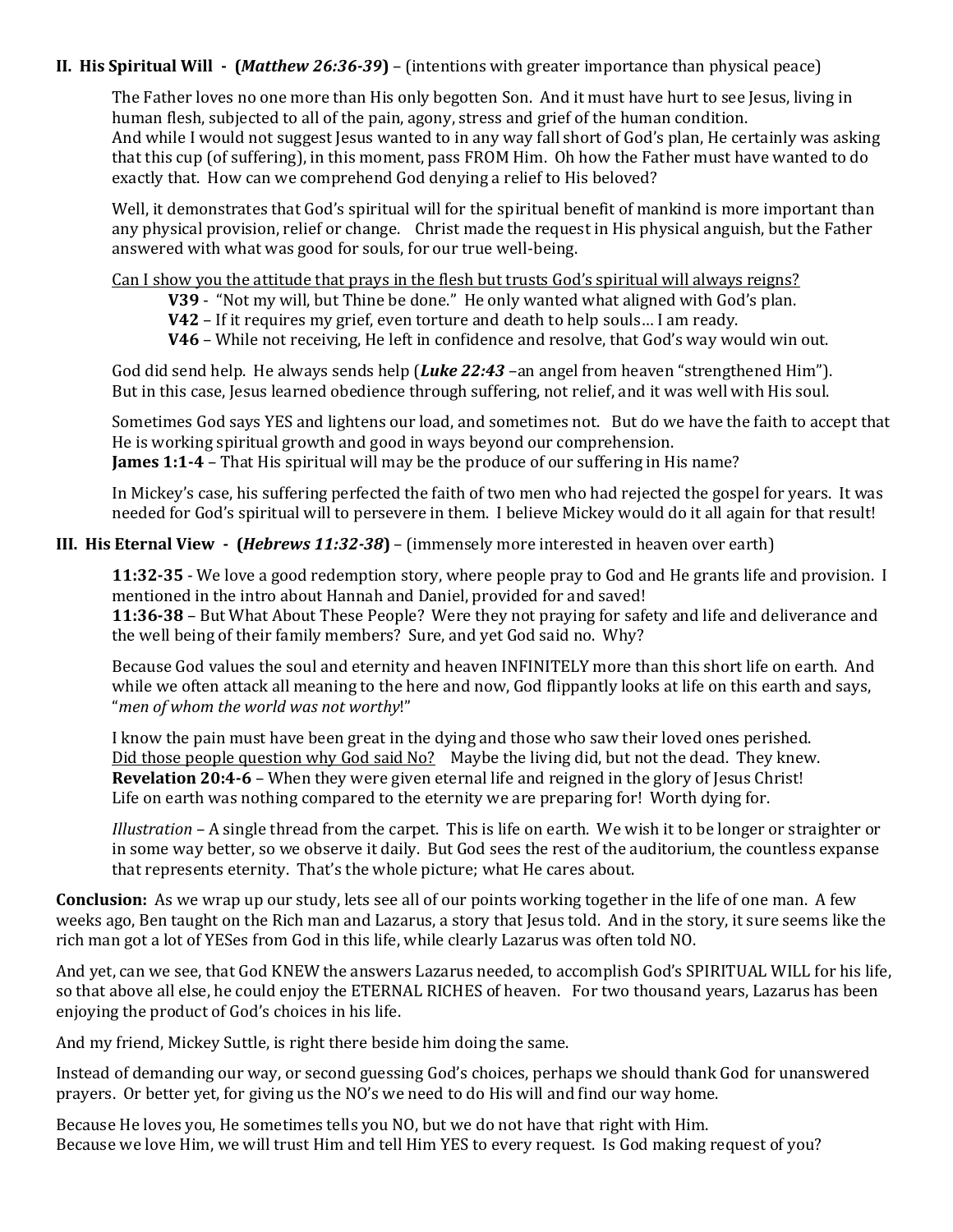## II. His Spiritual Will - (*Matthew 26:36-39*) – (intentions with greater importance than physical peace)

The Father loves no one more than His only begotten Son. And it must have hurt to see Jesus, living in human flesh, subjected to all of the pain, agony, stress and grief of the human condition.
And while I would not suggest Jesus wanted to in any way fall short of God's plan, He certainly was asking that this cup (of suffering), in this moment, pass FROM Him. Oh how the Father must have wanted to do exactly that. How can we comprehend God denying a relief to His beloved?

Well, it demonstrates that God's spiritual will for the spiritual benefit of mankind is more important than any physical provision, relief or change. Christ made the request in His physical anguish, but the Father answered with what was good for souls, for our true well-being.

<u>Can I show you the attitude that prays in the flesh but trusts God's spiritual will always reigns?</u>

- **V39** - "Not my will, but Thine be done." He only wanted what aligned with God's plan.
- **V42** – If it requires my grief, even torture and death to help souls… I am ready.
- **V46** – While not receiving, He left in confidence and resolve, that God's way would win out.

God did send help. He always sends help (***Luke 22:43*** –an angel from heaven "strengthened Him").
But in this case, Jesus learned obedience through suffering, not relief, and it was well with His soul.

Sometimes God says YES and lightens our load, and sometimes not. But do we have the faith to accept that He is working spiritual growth and good in ways beyond our comprehension.
**James 1:1-4** – That His spiritual will may be the produce of our suffering in His name?

In Mickey's case, his suffering perfected the faith of two men who had rejected the gospel for years. It was needed for God's spiritual will to persevere in them. I believe Mickey would do it all again for that result!

## III. His Eternal View - (*Hebrews 11:32-38*) – (immensely more interested in heaven over earth)

**11:32-35** - We love a good redemption story, where people pray to God and He grants life and provision. I mentioned in the intro about Hannah and Daniel, provided for and saved!
**11:36-38** – But What About These People? Were they not praying for safety and life and deliverance and the well being of their family members? Sure, and yet God said no. Why?

Because God values the soul and eternity and heaven INFINITELY more than this short life on earth. And while we often attack all meaning to the here and now, God flippantly looks at life on this earth and says, "*men of whom the world was not worthy*!"

I know the pain must have been great in the dying and those who saw their loved ones perished.
<u>Did those people question why God said No?</u> Maybe the living did, but not the dead. They knew.
**Revelation 20:4-6** – When they were given eternal life and reigned in the glory of Jesus Christ!
Life on earth was nothing compared to the eternity we are preparing for! Worth dying for.

*Illustration* – A single thread from the carpet. This is life on earth. We wish it to be longer or straighter or in some way better, so we observe it daily. But God sees the rest of the auditorium, the countless expanse that represents eternity. That's the whole picture; what He cares about.

**Conclusion:** As we wrap up our study, lets see all of our points working together in the life of one man. A few weeks ago, Ben taught on the Rich man and Lazarus, a story that Jesus told. And in the story, it sure seems like the rich man got a lot of YESes from God in this life, while clearly Lazarus was often told NO.

And yet, can we see, that God KNEW the answers Lazarus needed, to accomplish God's SPIRITUAL WILL for his life, so that above all else, he could enjoy the ETERNAL RICHES of heaven. For two thousand years, Lazarus has been enjoying the product of God's choices in his life.

And my friend, Mickey Suttle, is right there beside him doing the same.

Instead of demanding our way, or second guessing God's choices, perhaps we should thank God for unanswered prayers. Or better yet, for giving us the NO's we need to do His will and find our way home.

Because He loves you, He sometimes tells you NO, but we do not have that right with Him.
Because we love Him, we will trust Him and tell Him YES to every request. Is God making request of you?